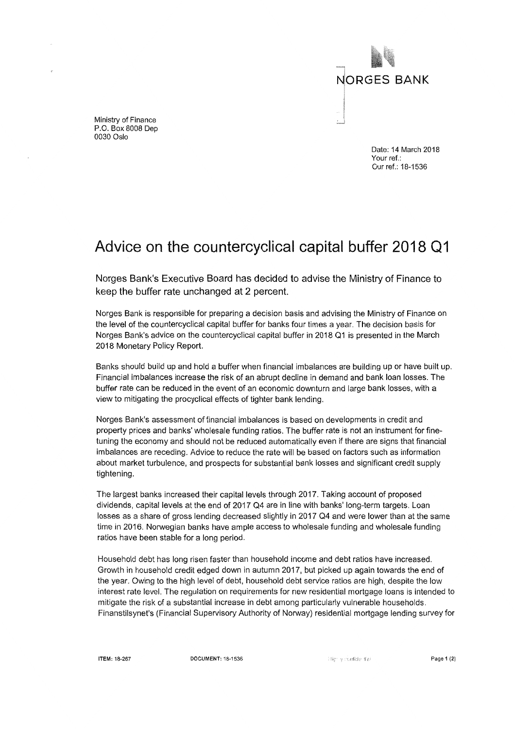NORGES BANK

Ministry of Finance
P.O. Box 8008 Dep
0030 Oslo

Date: 14 March 2018
Your ref.:
Our ref.: 18-1536

# Advice on the countercyclical capital buffer 2018 Q1

Norges Bank's Executive Board has decided to advise the Ministry of Finance to keep the buffer rate unchanged at 2 percent.

Norges Bank is responsible for preparing a decision basis and advising the Ministry of Finance on the level of the countercyclical capital buffer for banks four times a year. The decision basis for Norges Bank's advice on the countercyclical capital buffer in 2018 Q1 is presented in the March 2018 Monetary Policy Report.

Banks should build up and hold a buffer when financial imbalances are building up or have built up. Financial imbalances increase the risk of an abrupt decline in demand and bank loan losses. The buffer rate can be reduced in the event of an economic downturn and large bank losses, with a view to mitigating the procyclical effects of tighter bank lending.

Norges Bank's assessment of financial imbalances is based on developments in credit and property prices and banks' wholesale funding ratios. The buffer rate is not an instrument for fine-tuning the economy and should not be reduced automatically even if there are signs that financial imbalances are receding. Advice to reduce the rate will be based on factors such as information about market turbulence, and prospects for substantial bank losses and significant credit supply tightening.

The largest banks increased their capital levels through 2017. Taking account of proposed dividends, capital levels at the end of 2017 Q4 are in line with banks' long-term targets. Loan losses as a share of gross lending decreased slightly in 2017 Q4 and were lower than at the same time in 2016. Norwegian banks have ample access to wholesale funding and wholesale funding ratios have been stable for a long period.

Household debt has long risen faster than household income and debt ratios have increased. Growth in household credit edged down in autumn 2017, but picked up again towards the end of the year. Owing to the high level of debt, household debt service ratios are high, despite the low interest rate level. The regulation on requirements for new residential mortgage loans is intended to mitigate the risk of a substantial increase in debt among particularly vulnerable households. Finanstilsynet's (Financial Supervisory Authority of Norway) residential mortgage lending survey for

ITEM: 18-267 DOCUMENT: 18-1536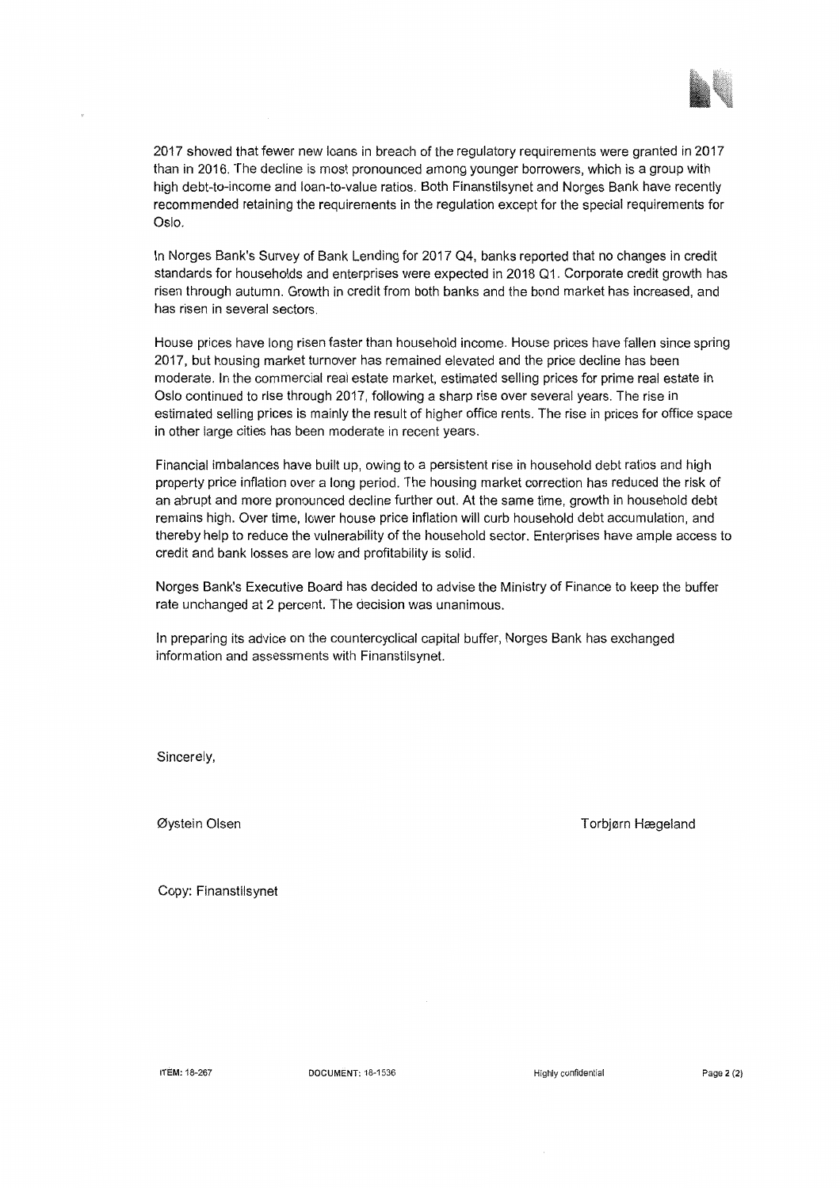2017 showed that fewer new loans in breach of the regulatory requirements were granted in 2017 than in 2016. The decline is most pronounced among younger borrowers, which is a group with high debt-to-income and loan-to-value ratios. Both Finanstilsynet and Norges Bank have recently recommended retaining the requirements in the regulation except for the special requirements for Oslo.

In Norges Bank's Survey of Bank Lending for 2017 Q4, banks reported that no changes in credit standards for households and enterprises were expected in 2018 Q1. Corporate credit growth has risen through autumn. Growth in credit from both banks and the bond market has increased, and has risen in several sectors.

House prices have long risen faster than household income. House prices have fallen since spring 2017, but housing market turnover has remained elevated and the price decline has been moderate. In the commercial real estate market, estimated selling prices for prime real estate in Oslo continued to rise through 2017, following a sharp rise over several years. The rise in estimated selling prices is mainly the result of higher office rents. The rise in prices for office space in other large cities has been moderate in recent years.

Financial imbalances have built up, owing to a persistent rise in household debt ratios and high property price inflation over a long period. The housing market correction has reduced the risk of an abrupt and more pronounced decline further out. At the same time, growth in household debt remains high. Over time, lower house price inflation will curb household debt accumulation, and thereby help to reduce the vulnerability of the household sector. Enterprises have ample access to credit and bank losses are low and profitability is solid.

Norges Bank's Executive Board has decided to advise the Ministry of Finance to keep the buffer rate unchanged at 2 percent. The decision was unanimous.

In preparing its advice on the countercyclical capital buffer, Norges Bank has exchanged information and assessments with Finanstilsynet.

Sincerely,

Øystein Olsen Torbjørn Hægeland

Copy: Finanstilsynet

ITEM: 18-267 DOCUMENT: 18-1536 Highly confidential